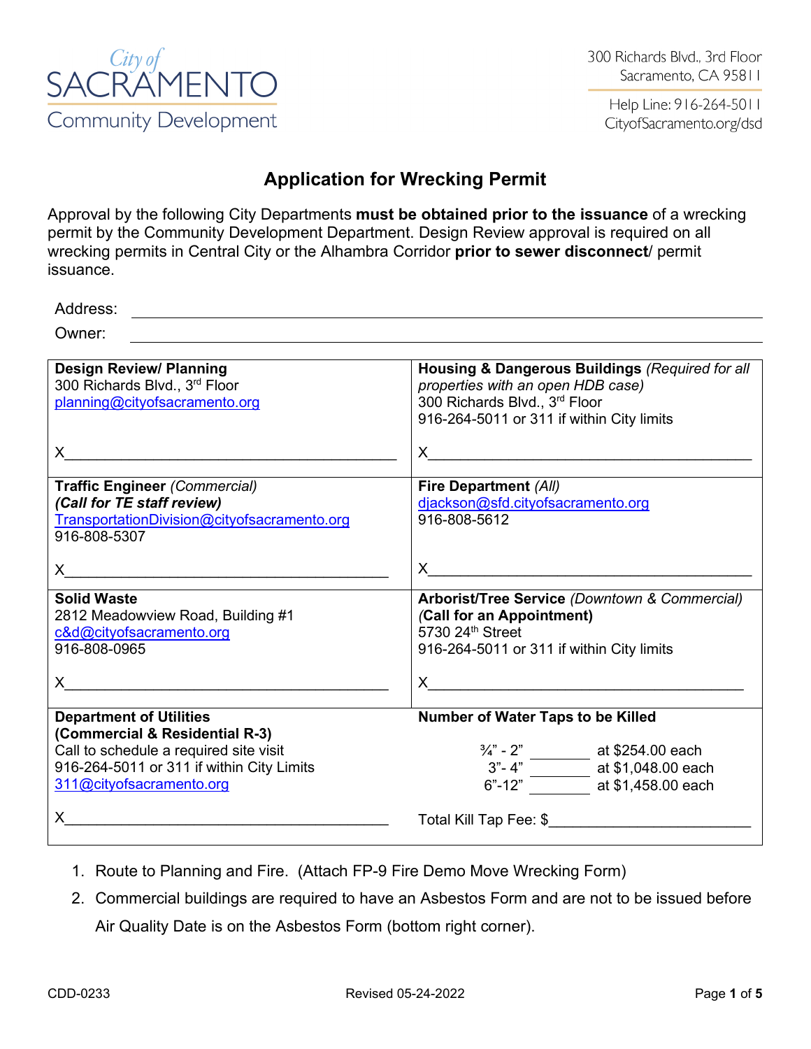City of SACRAMENTO Community Development

300 Richards Blvd., 3rd Floor
Sacramento, CA 95811

Help Line: 916-264-5011
CityofSacramento.org/dsd

# Application for Wrecking Permit

Approval by the following City Departments **must be obtained prior to the issuance** of a wrecking permit by the Community Development Department. Design Review approval is required on all wrecking permits in Central City or the Alhambra Corridor **prior to sewer disconnect**/ permit issuance.

Address: ______________________________

Owner: ______________________________

| | |
|---|---|
| **Design Review/ Planning**<br>300 Richards Blvd., 3rd Floor<br>planning@cityofsacramento.org<br><br>X______________________________ | **Housing & Dangerous Buildings** *(Required for all properties with an open HDB case)*<br>300 Richards Blvd., 3rd Floor<br>916-264-5011 or 311 if within City limits<br><br>X______________________________ |
| **Traffic Engineer** *(Commercial)*<br>***(Call for TE staff review)***<br>TransportationDivision@cityofsacramento.org<br>916-808-5307<br><br>X______________________________ | **Fire Department** *(All)*<br>djackson@sfd.cityofsacramento.org<br>916-808-5612<br><br>X______________________________ |
| **Solid Waste**<br>2812 Meadowview Road, Building #1<br>c&d@cityofsacramento.org<br>916-808-0965<br><br>X______________________________ | **Arborist/Tree Service** *(Downtown & Commercial)*<br>**(Call for an Appointment)**<br>5730 24th Street<br>916-264-5011 or 311 if within City limits<br><br>X______________________________ |
| **Department of Utilities**<br>**(Commercial & Residential R-3)**<br>Call to schedule a required site visit<br>916-264-5011 or 311 if within City Limits<br>311@cityofsacramento.org<br><br>X______________________________ | **Number of Water Taps to be Killed**<br><br>¾" - 2" ________ at $254.00 each<br>3"- 4" ________ at $1,048.00 each<br>6"-12" ________ at $1,458.00 each<br><br>Total Kill Tap Fee: $______________________ |

1. Route to Planning and Fire. (Attach FP-9 Fire Demo Move Wrecking Form)
2. Commercial buildings are required to have an Asbestos Form and are not to be issued before Air Quality Date is on the Asbestos Form (bottom right corner).

CDD-0233 Revised 05-24-2022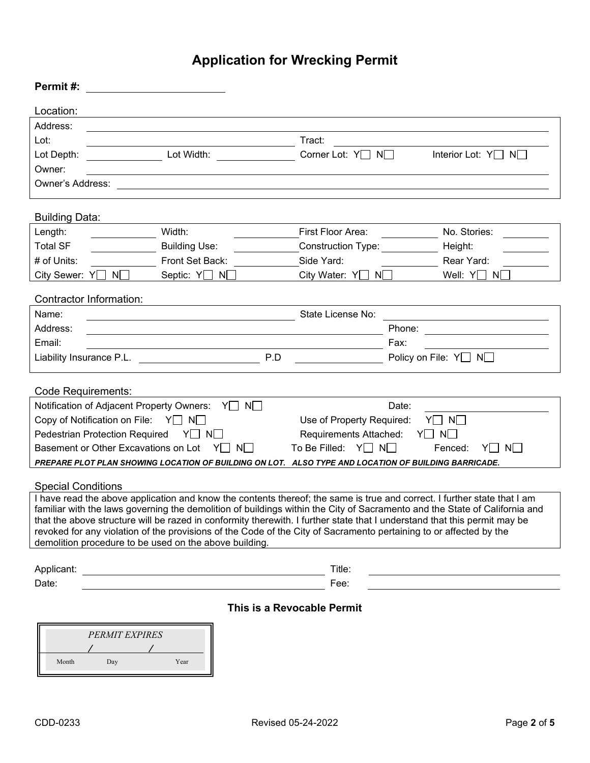# Application for Wrecking Permit

**Permit #:** ____________________

Location:

| | | | |
|---|---|---|---|
| Address: | | | |
| Lot: | | Tract: | |
| Lot Depth: | Lot Width: | Corner Lot: Y☐ N☐ | Interior Lot: Y☐ N☐ |
| Owner: | | | |
| Owner's Address: | | | |

Building Data:

| | | | |
|---|---|---|---|
| Length: | Width: | First Floor Area: | No. Stories: |
| Total SF | Building Use: | Construction Type: | Height: |
| # of Units: | Front Set Back: | Side Yard: | Rear Yard: |
| City Sewer: Y☐ N☐ | Septic: Y☐ N☐ | City Water: Y☐ N☐ | Well: Y☐ N☐ |

Contractor Information:

| | | |
|---|---|---|
| Name: | State License No: | |
| Address: | | Phone: |
| Email: | | Fax: |
| Liability Insurance P.L. | P.D | Policy on File: Y☐ N☐ |

Code Requirements:

| | | |
|---|---|---|
| Notification of Adjacent Property Owners: Y☐ N☐ | Date: | |
| Copy of Notification on File: Y☐ N☐ | Use of Property Required: Y☐ N☐ | |
| Pedestrian Protection Required Y☐ N☐ | Requirements Attached: Y☐ N☐ | |
| Basement or Other Excavations on Lot Y☐ N☐ | To Be Filled: Y☐ N☐ | Fenced: Y☐ N☐ |

***PREPARE PLOT PLAN SHOWING LOCATION OF BUILDING ON LOT. ALSO TYPE AND LOCATION OF BUILDING BARRICADE.***

Special Conditions

I have read the above application and know the contents thereof; the same is true and correct. I further state that I am familiar with the laws governing the demolition of buildings within the City of Sacramento and the State of California and that the above structure will be razed in conformity therewith. I further state that I understand that this permit may be revoked for any violation of the provisions of the Code of the City of Sacramento pertaining to or affected by the demolition procedure to be used on the above building.

Applicant: ____________________ Title: ____________________

Date: ____________________ Fee: ____________________

**This is a Revocable Permit**

*PERMIT EXPIRES*

____ / ____ / ____

Month Day Year

CDD-0233 Revised 05-24-2022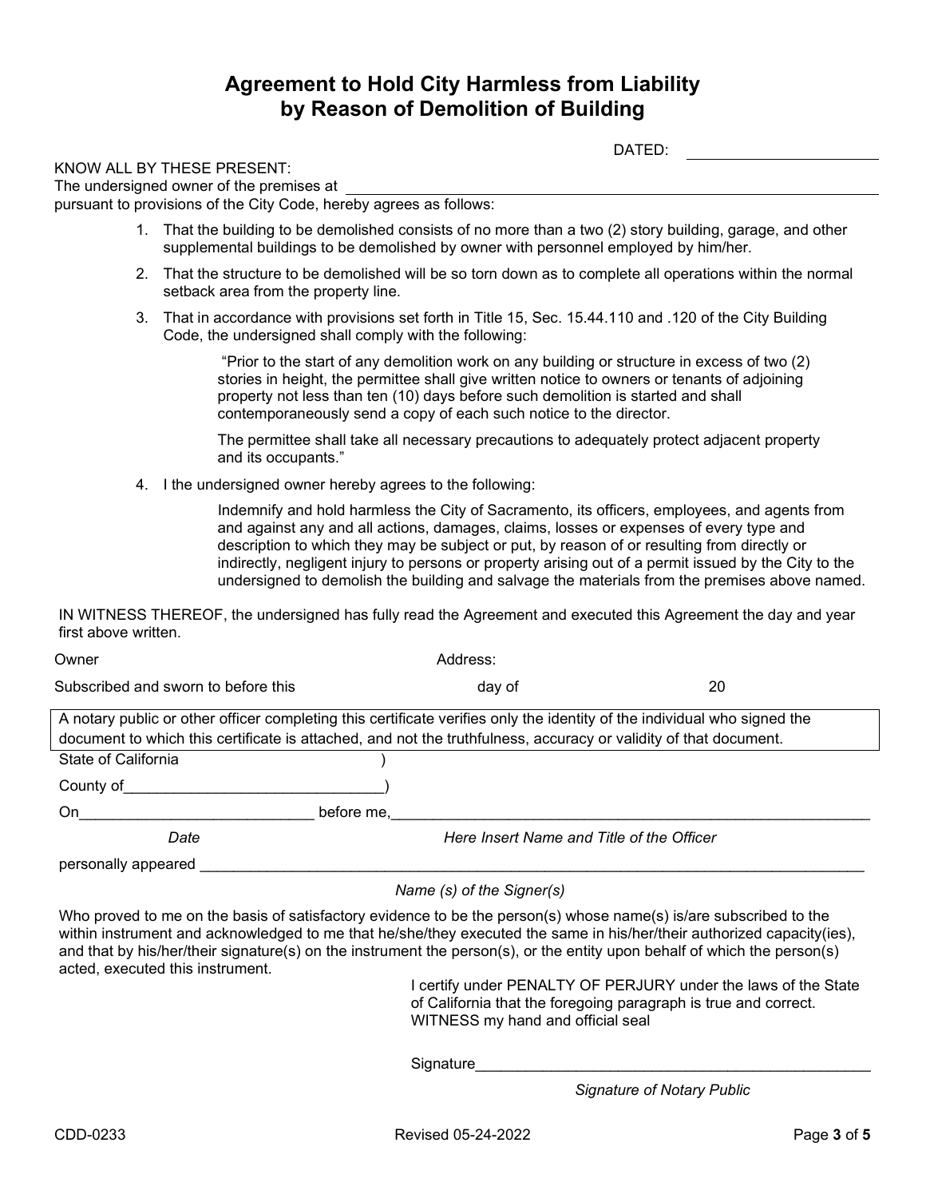# Agreement to Hold City Harmless from Liability by Reason of Demolition of Building

DATED: ______________________

KNOW ALL BY THESE PRESENT:
The undersigned owner of the premises at ______________________________________________
pursuant to provisions of the City Code, hereby agrees as follows:

1. That the building to be demolished consists of no more than a two (2) story building, garage, and other supplemental buildings to be demolished by owner with personnel employed by him/her.
2. That the structure to be demolished will be so torn down as to complete all operations within the normal setback area from the property line.
3. That in accordance with provisions set forth in Title 15, Sec. 15.44.110 and .120 of the City Building Code, the undersigned shall comply with the following:

   "Prior to the start of any demolition work on any building or structure in excess of two (2) stories in height, the permittee shall give written notice to owners or tenants of adjoining property not less than ten (10) days before such demolition is started and shall contemporaneously send a copy of each such notice to the director.

   The permittee shall take all necessary precautions to adequately protect adjacent property and its occupants."

4. I the undersigned owner hereby agrees to the following:

   Indemnify and hold harmless the City of Sacramento, its officers, employees, and agents from and against any and all actions, damages, claims, losses or expenses of every type and description to which they may be subject or put, by reason of or resulting from directly or indirectly, negligent injury to persons or property arising out of a permit issued by the City to the undersigned to demolish the building and salvage the materials from the premises above named.

IN WITNESS THEREOF, the undersigned has fully read the Agreement and executed this Agreement the day and year first above written.

Owner                                        Address:

Subscribed and sworn to before this                    day of                    20

A notary public or other officer completing this certificate verifies only the identity of the individual who signed the document to which this certificate is attached, and not the truthfulness, accuracy or validity of that document.

State of California )

County of_______________________________)

On____________________________ before me,_____________________________________________________________

*Date*                                        *Here Insert Name and Title of the Officer*

personally appeared ___________________________________________________________________________

*Name (s) of the Signer(s)*

Who proved to me on the basis of satisfactory evidence to be the person(s) whose name(s) is/are subscribed to the within instrument and acknowledged to me that he/she/they executed the same in his/her/their authorized capacity(ies), and that by his/her/their signature(s) on the instrument the person(s), or the entity upon behalf of which the person(s) acted, executed this instrument.

I certify under PENALTY OF PERJURY under the laws of the State of California that the foregoing paragraph is true and correct.
WITNESS my hand and official seal

Signature_________________________________________________

*Signature of Notary Public*

CDD-0233                                        Revised 05-24-2022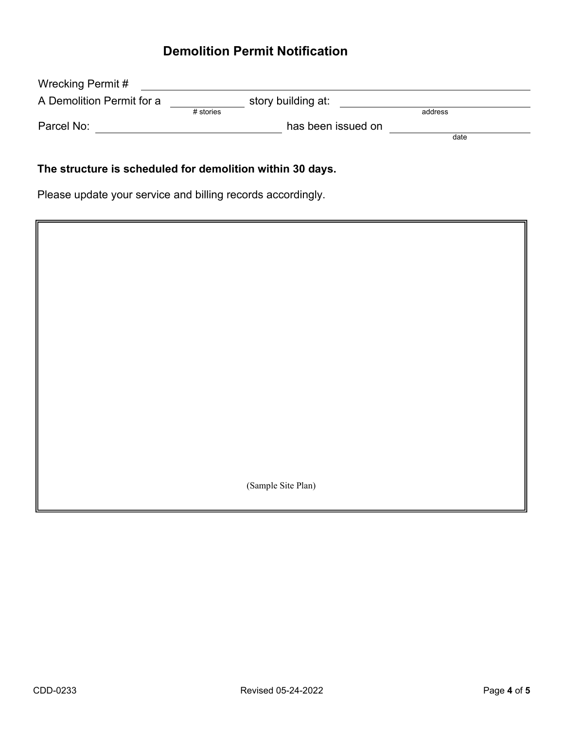# Demolition Permit Notification

Wrecking Permit # ______________________________

A Demolition Permit for a ____________ story building at: ______________________________
(# stories) (address)

Parcel No: ______________________________ has been issued on ____________________
(date)

**The structure is scheduled for demolition within 30 days.**

Please update your service and billing records accordingly.

(Sample Site Plan)

CDD-0233 Revised 05-24-2022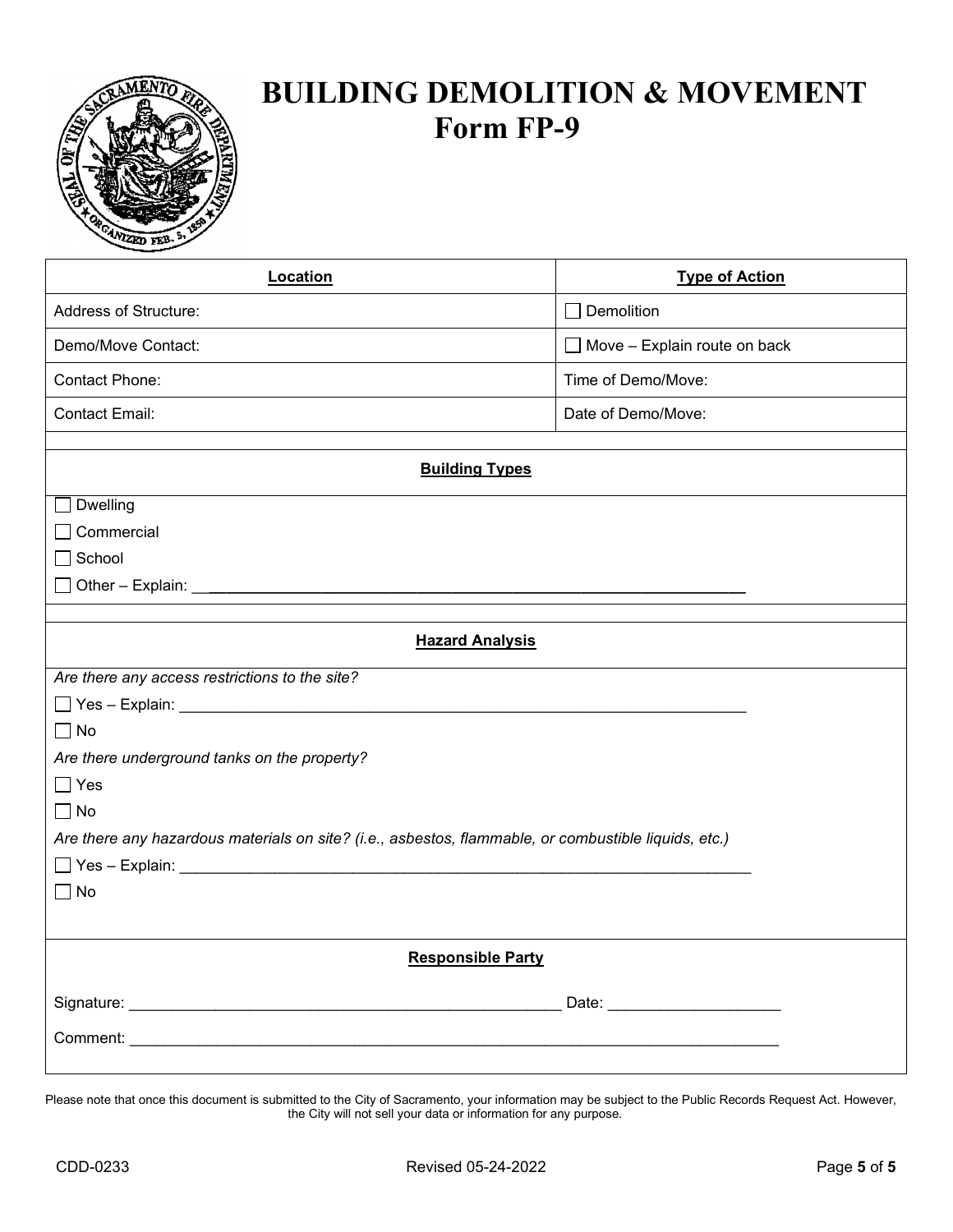# BUILDING DEMOLITION & MOVEMENT
## Form FP-9

| Location | Type of Action |
| --- | --- |
| Address of Structure: | ☐ Demolition |
| Demo/Move Contact: | ☐ Move – Explain route on back |
| Contact Phone: | Time of Demo/Move: |
| Contact Email: | Date of Demo/Move: |

**Building Types**

☐ Dwelling

☐ Commercial

☐ School

☐ Other – Explain: ______________________________________________

**Hazard Analysis**

*Are there any access restrictions to the site?*

☐ Yes – Explain: ______________________________________________

☐ No

*Are there underground tanks on the property?*

☐ Yes

☐ No

*Are there any hazardous materials on site? (i.e., asbestos, flammable, or combustible liquids, etc.)*

☐ Yes – Explain: ______________________________________________

☐ No

**Responsible Party**

Signature: ______________________________ Date: ____________________

Comment: ______________________________________________

Please note that once this document is submitted to the City of Sacramento, your information may be subject to the Public Records Request Act. However, the City will not sell your data or information for any purpose.

CDD-0233 Revised 05-24-2022